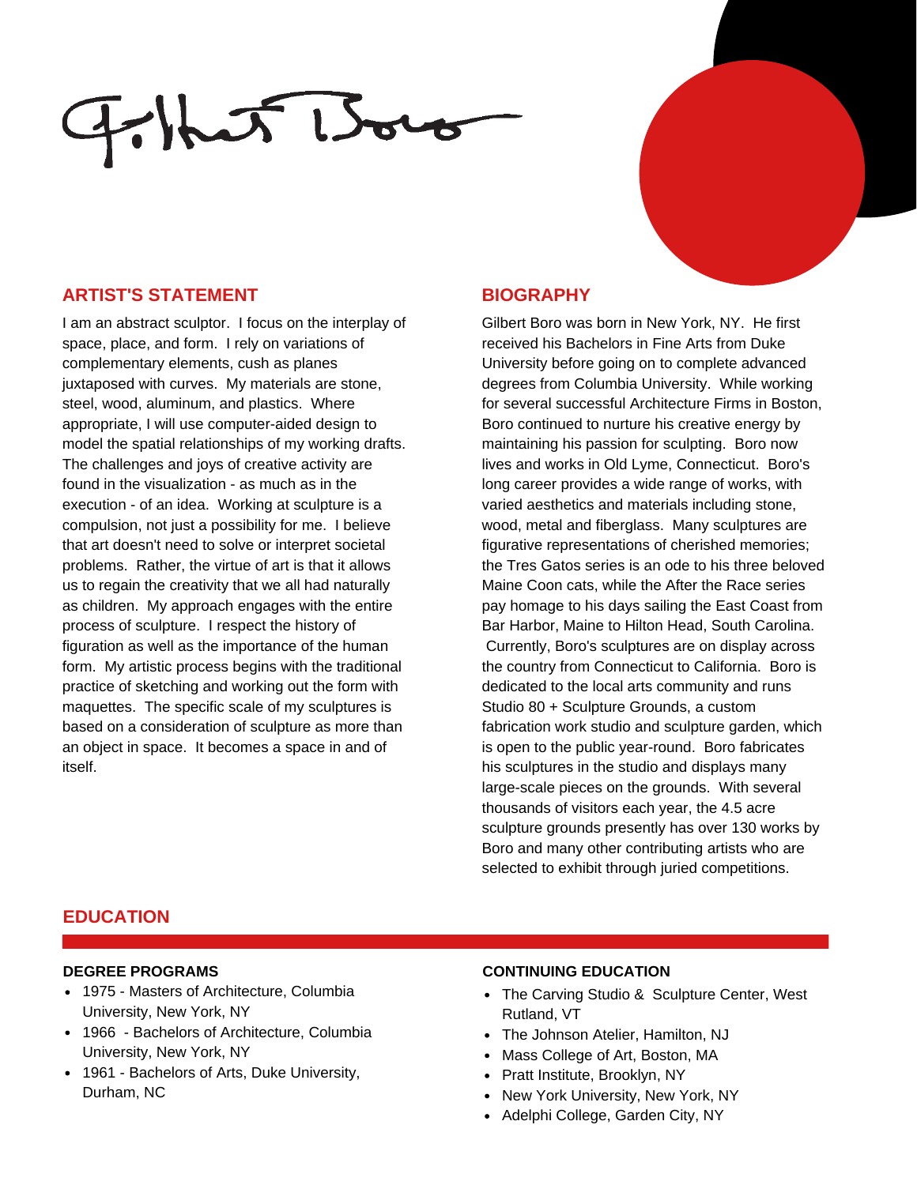Gilbert Boro

## ARTIST'S STATEMENT

I am an abstract sculptor. I focus on the interplay of space, place, and form. I rely on variations of complementary elements, cush as planes juxtaposed with curves. My materials are stone, steel, wood, aluminum, and plastics. Where appropriate, I will use computer-aided design to model the spatial relationships of my working drafts. The challenges and joys of creative activity are found in the visualization - as much as in the execution - of an idea. Working at sculpture is a compulsion, not just a possibility for me. I believe that art doesn't need to solve or interpret societal problems. Rather, the virtue of art is that it allows us to regain the creativity that we all had naturally as children. My approach engages with the entire process of sculpture. I respect the history of figuration as well as the importance of the human form. My artistic process begins with the traditional practice of sketching and working out the form with maquettes. The specific scale of my sculptures is based on a consideration of sculpture as more than an object in space. It becomes a space in and of itself.

## BIOGRAPHY

Gilbert Boro was born in New York, NY. He first received his Bachelors in Fine Arts from Duke University before going on to complete advanced degrees from Columbia University. While working for several successful Architecture Firms in Boston, Boro continued to nurture his creative energy by maintaining his passion for sculpting. Boro now lives and works in Old Lyme, Connecticut. Boro's long career provides a wide range of works, with varied aesthetics and materials including stone, wood, metal and fiberglass. Many sculptures are figurative representations of cherished memories; the Tres Gatos series is an ode to his three beloved Maine Coon cats, while the After the Race series pay homage to his days sailing the East Coast from Bar Harbor, Maine to Hilton Head, South Carolina. Currently, Boro's sculptures are on display across the country from Connecticut to California. Boro is dedicated to the local arts community and runs Studio 80 + Sculpture Grounds, a custom fabrication work studio and sculpture garden, which is open to the public year-round. Boro fabricates his sculptures in the studio and displays many large-scale pieces on the grounds. With several thousands of visitors each year, the 4.5 acre sculpture grounds presently has over 130 works by Boro and many other contributing artists who are selected to exhibit through juried competitions.

## EDUCATION

### DEGREE PROGRAMS

- 1975 - Masters of Architecture, Columbia University, New York, NY
- 1966 - Bachelors of Architecture, Columbia University, New York, NY
- 1961 - Bachelors of Arts, Duke University, Durham, NC

### CONTINUING EDUCATION

- The Carving Studio & Sculpture Center, West Rutland, VT
- The Johnson Atelier, Hamilton, NJ
- Mass College of Art, Boston, MA
- Pratt Institute, Brooklyn, NY
- New York University, New York, NY
- Adelphi College, Garden City, NY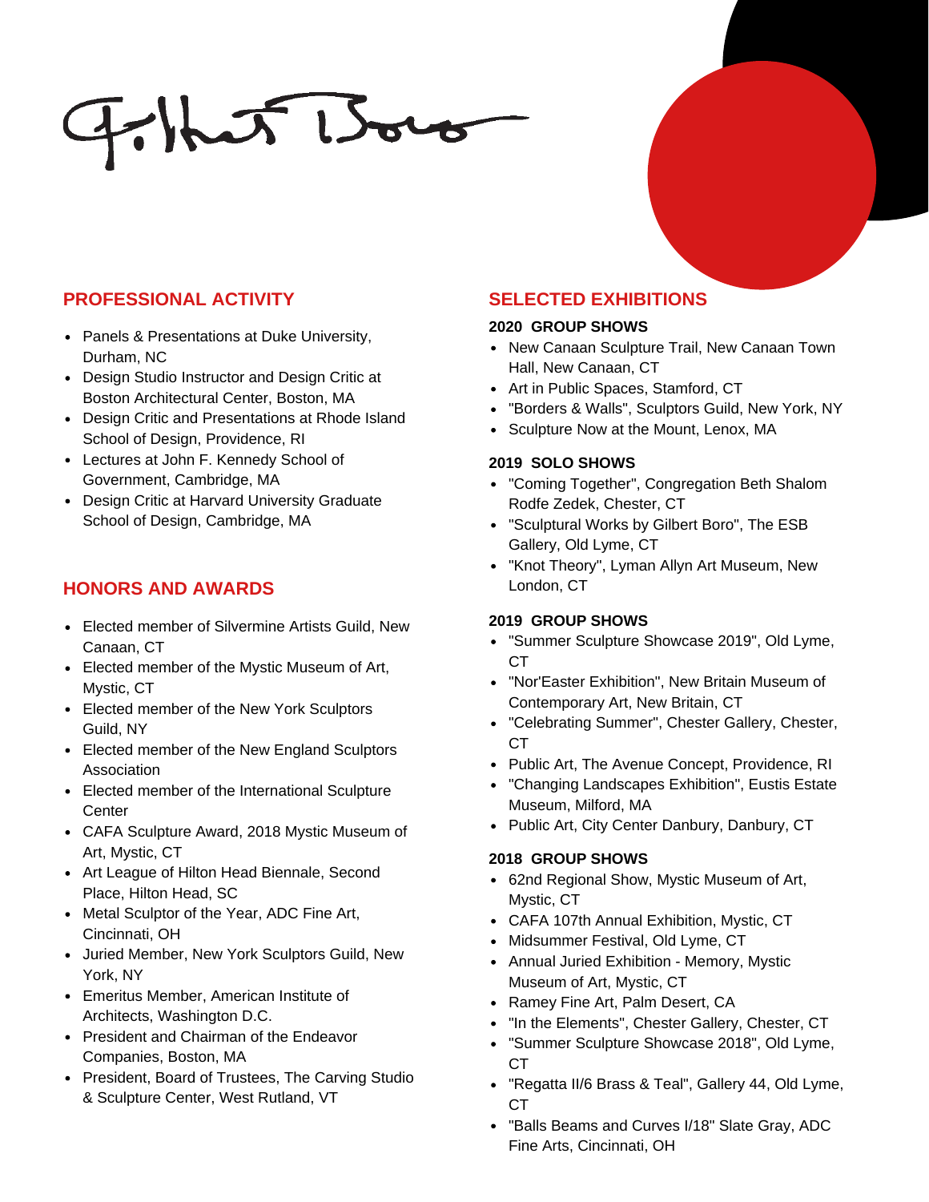## PROFESSIONAL ACTIVITY

- Panels & Presentations at Duke University, Durham, NC
- Design Studio Instructor and Design Critic at Boston Architectural Center, Boston, MA
- Design Critic and Presentations at Rhode Island School of Design, Providence, RI
- Lectures at John F. Kennedy School of Government, Cambridge, MA
- Design Critic at Harvard University Graduate School of Design, Cambridge, MA

## HONORS AND AWARDS

- Elected member of Silvermine Artists Guild, New Canaan, CT
- Elected member of the Mystic Museum of Art, Mystic, CT
- Elected member of the New York Sculptors Guild, NY
- Elected member of the New England Sculptors Association
- Elected member of the International Sculpture Center
- CAFA Sculpture Award, 2018 Mystic Museum of Art, Mystic, CT
- Art League of Hilton Head Biennale, Second Place, Hilton Head, SC
- Metal Sculptor of the Year, ADC Fine Art, Cincinnati, OH
- Juried Member, New York Sculptors Guild, New York, NY
- Emeritus Member, American Institute of Architects, Washington D.C.
- President and Chairman of the Endeavor Companies, Boston, MA
- President, Board of Trustees, The Carving Studio & Sculpture Center, West Rutland, VT

## SELECTED EXHIBITIONS

**2020 GROUP SHOWS**

- New Canaan Sculpture Trail, New Canaan Town Hall, New Canaan, CT
- Art in Public Spaces, Stamford, CT
- "Borders & Walls", Sculptors Guild, New York, NY
- Sculpture Now at the Mount, Lenox, MA

**2019 SOLO SHOWS**

- "Coming Together", Congregation Beth Shalom Rodfe Zedek, Chester, CT
- "Sculptural Works by Gilbert Boro", The ESB Gallery, Old Lyme, CT
- "Knot Theory", Lyman Allyn Art Museum, New London, CT

**2019 GROUP SHOWS**

- "Summer Sculpture Showcase 2019", Old Lyme, CT
- "Nor'Easter Exhibition", New Britain Museum of Contemporary Art, New Britain, CT
- "Celebrating Summer", Chester Gallery, Chester, CT
- Public Art, The Avenue Concept, Providence, RI
- "Changing Landscapes Exhibition", Eustis Estate Museum, Milford, MA
- Public Art, City Center Danbury, Danbury, CT

**2018 GROUP SHOWS**

- 62nd Regional Show, Mystic Museum of Art, Mystic, CT
- CAFA 107th Annual Exhibition, Mystic, CT
- Midsummer Festival, Old Lyme, CT
- Annual Juried Exhibition - Memory, Mystic Museum of Art, Mystic, CT
- Ramey Fine Art, Palm Desert, CA
- "In the Elements", Chester Gallery, Chester, CT
- "Summer Sculpture Showcase 2018", Old Lyme, CT
- "Regatta II/6 Brass & Teal", Gallery 44, Old Lyme, CT
- "Balls Beams and Curves I/18" Slate Gray, ADC Fine Arts, Cincinnati, OH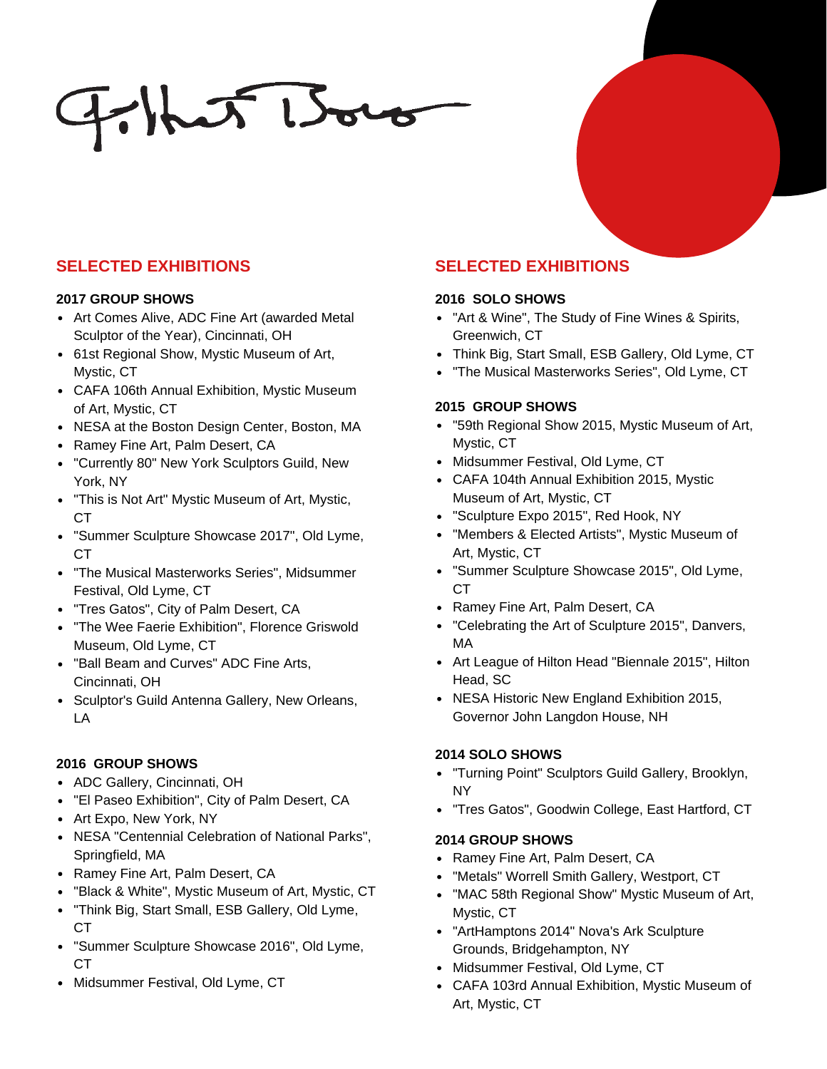## SELECTED EXHIBITIONS

**2017 GROUP SHOWS**

- Art Comes Alive, ADC Fine Art (awarded Metal Sculptor of the Year), Cincinnati, OH
- 61st Regional Show, Mystic Museum of Art, Mystic, CT
- CAFA 106th Annual Exhibition, Mystic Museum of Art, Mystic, CT
- NESA at the Boston Design Center, Boston, MA
- Ramey Fine Art, Palm Desert, CA
- "Currently 80" New York Sculptors Guild, New York, NY
- "This is Not Art" Mystic Museum of Art, Mystic, CT
- "Summer Sculpture Showcase 2017", Old Lyme, CT
- "The Musical Masterworks Series", Midsummer Festival, Old Lyme, CT
- "Tres Gatos", City of Palm Desert, CA
- "The Wee Faerie Exhibition", Florence Griswold Museum, Old Lyme, CT
- "Ball Beam and Curves" ADC Fine Arts, Cincinnati, OH
- Sculptor's Guild Antenna Gallery, New Orleans, LA

**2016 GROUP SHOWS**

- ADC Gallery, Cincinnati, OH
- "El Paseo Exhibition", City of Palm Desert, CA
- Art Expo, New York, NY
- NESA "Centennial Celebration of National Parks", Springfield, MA
- Ramey Fine Art, Palm Desert, CA
- "Black & White", Mystic Museum of Art, Mystic, CT
- "Think Big, Start Small, ESB Gallery, Old Lyme, CT
- "Summer Sculpture Showcase 2016", Old Lyme, CT
- Midsummer Festival, Old Lyme, CT

## SELECTED EXHIBITIONS

**2016 SOLO SHOWS**

- "Art & Wine", The Study of Fine Wines & Spirits, Greenwich, CT
- Think Big, Start Small, ESB Gallery, Old Lyme, CT
- "The Musical Masterworks Series", Old Lyme, CT

**2015 GROUP SHOWS**

- "59th Regional Show 2015, Mystic Museum of Art, Mystic, CT
- Midsummer Festival, Old Lyme, CT
- CAFA 104th Annual Exhibition 2015, Mystic Museum of Art, Mystic, CT
- "Sculpture Expo 2015", Red Hook, NY
- "Members & Elected Artists", Mystic Museum of Art, Mystic, CT
- "Summer Sculpture Showcase 2015", Old Lyme, CT
- Ramey Fine Art, Palm Desert, CA
- "Celebrating the Art of Sculpture 2015", Danvers, MA
- Art League of Hilton Head "Biennale 2015", Hilton Head, SC
- NESA Historic New England Exhibition 2015, Governor John Langdon House, NH

**2014 SOLO SHOWS**

- "Turning Point" Sculptors Guild Gallery, Brooklyn, NY
- "Tres Gatos", Goodwin College, East Hartford, CT

**2014 GROUP SHOWS**

- Ramey Fine Art, Palm Desert, CA
- "Metals" Worrell Smith Gallery, Westport, CT
- "MAC 58th Regional Show" Mystic Museum of Art, Mystic, CT
- "ArtHamptons 2014" Nova's Ark Sculpture Grounds, Bridgehampton, NY
- Midsummer Festival, Old Lyme, CT
- CAFA 103rd Annual Exhibition, Mystic Museum of Art, Mystic, CT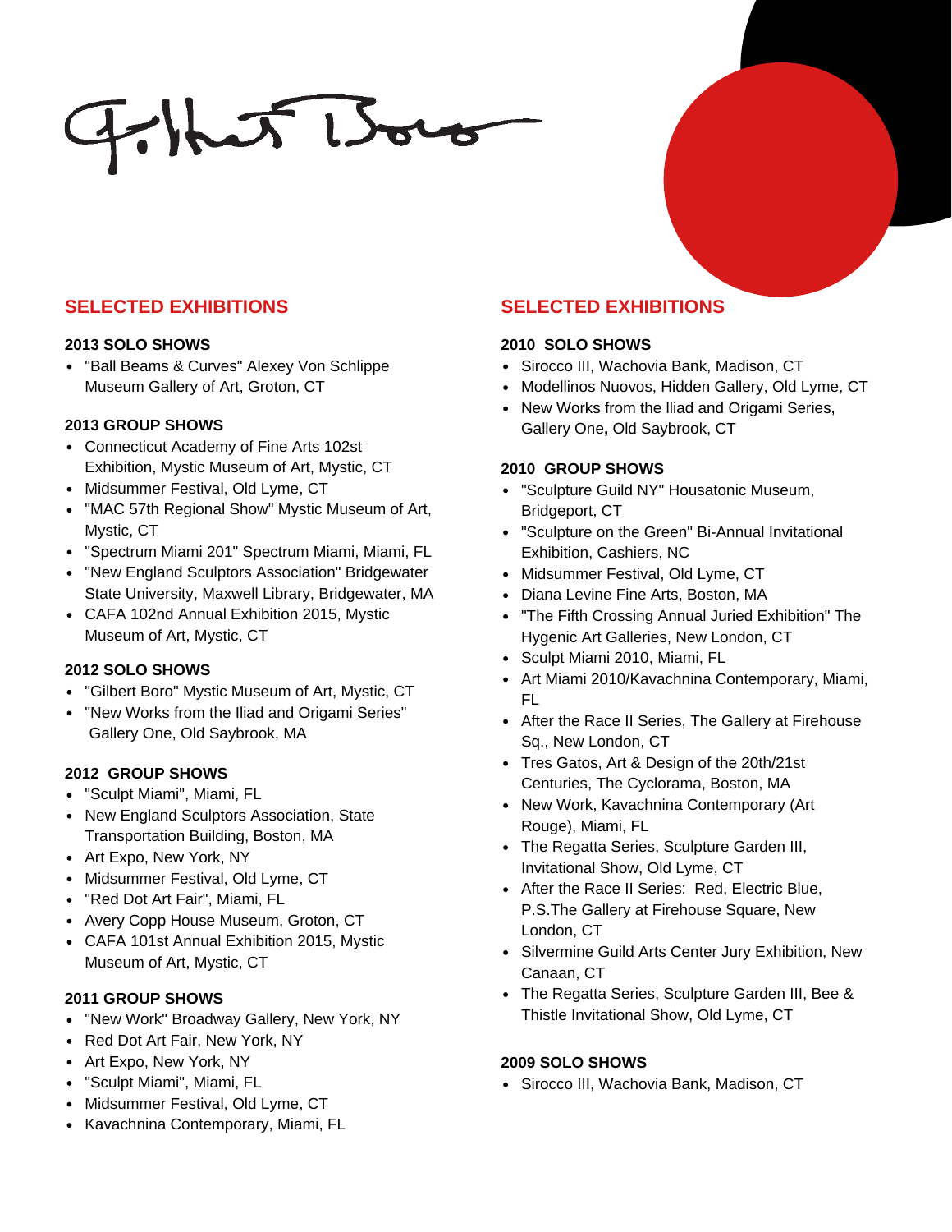## SELECTED EXHIBITIONS

**2013 SOLO SHOWS**

- "Ball Beams & Curves" Alexey Von Schlippe Museum Gallery of Art, Groton, CT

**2013 GROUP SHOWS**

- Connecticut Academy of Fine Arts 102st Exhibition, Mystic Museum of Art, Mystic, CT
- Midsummer Festival, Old Lyme, CT
- "MAC 57th Regional Show" Mystic Museum of Art, Mystic, CT
- "Spectrum Miami 201" Spectrum Miami, Miami, FL
- "New England Sculptors Association" Bridgewater State University, Maxwell Library, Bridgewater, MA
- CAFA 102nd Annual Exhibition 2015, Mystic Museum of Art, Mystic, CT

**2012 SOLO SHOWS**

- "Gilbert Boro" Mystic Museum of Art, Mystic, CT
- "New Works from the Iliad and Origami Series" Gallery One, Old Saybrook, MA

**2012 GROUP SHOWS**

- "Sculpt Miami", Miami, FL
- New England Sculptors Association, State Transportation Building, Boston, MA
- Art Expo, New York, NY
- Midsummer Festival, Old Lyme, CT
- "Red Dot Art Fair", Miami, FL
- Avery Copp House Museum, Groton, CT
- CAFA 101st Annual Exhibition 2015, Mystic Museum of Art, Mystic, CT

**2011 GROUP SHOWS**

- "New Work" Broadway Gallery, New York, NY
- Red Dot Art Fair, New York, NY
- Art Expo, New York, NY
- "Sculpt Miami", Miami, FL
- Midsummer Festival, Old Lyme, CT
- Kavachnina Contemporary, Miami, FL

## SELECTED EXHIBITIONS

**2010 SOLO SHOWS**

- Sirocco III, Wachovia Bank, Madison, CT
- Modellinos Nuovos, Hidden Gallery, Old Lyme, CT
- New Works from the lliad and Origami Series, Gallery One**,** Old Saybrook, CT

**2010 GROUP SHOWS**

- "Sculpture Guild NY" Housatonic Museum, Bridgeport, CT
- "Sculpture on the Green" Bi-Annual Invitational Exhibition, Cashiers, NC
- Midsummer Festival, Old Lyme, CT
- Diana Levine Fine Arts, Boston, MA
- "The Fifth Crossing Annual Juried Exhibition" The Hygenic Art Galleries, New London, CT
- Sculpt Miami 2010, Miami, FL
- Art Miami 2010/Kavachnina Contemporary, Miami, FL
- After the Race II Series, The Gallery at Firehouse Sq., New London, CT
- Tres Gatos, Art & Design of the 20th/21st Centuries, The Cyclorama, Boston, MA
- New Work, Kavachnina Contemporary (Art Rouge), Miami, FL
- The Regatta Series, Sculpture Garden III, Invitational Show, Old Lyme, CT
- After the Race II Series: Red, Electric Blue, P.S.The Gallery at Firehouse Square, New London, CT
- Silvermine Guild Arts Center Jury Exhibition, New Canaan, CT
- The Regatta Series, Sculpture Garden III, Bee & Thistle Invitational Show, Old Lyme, CT

**2009 SOLO SHOWS**

- Sirocco III, Wachovia Bank, Madison, CT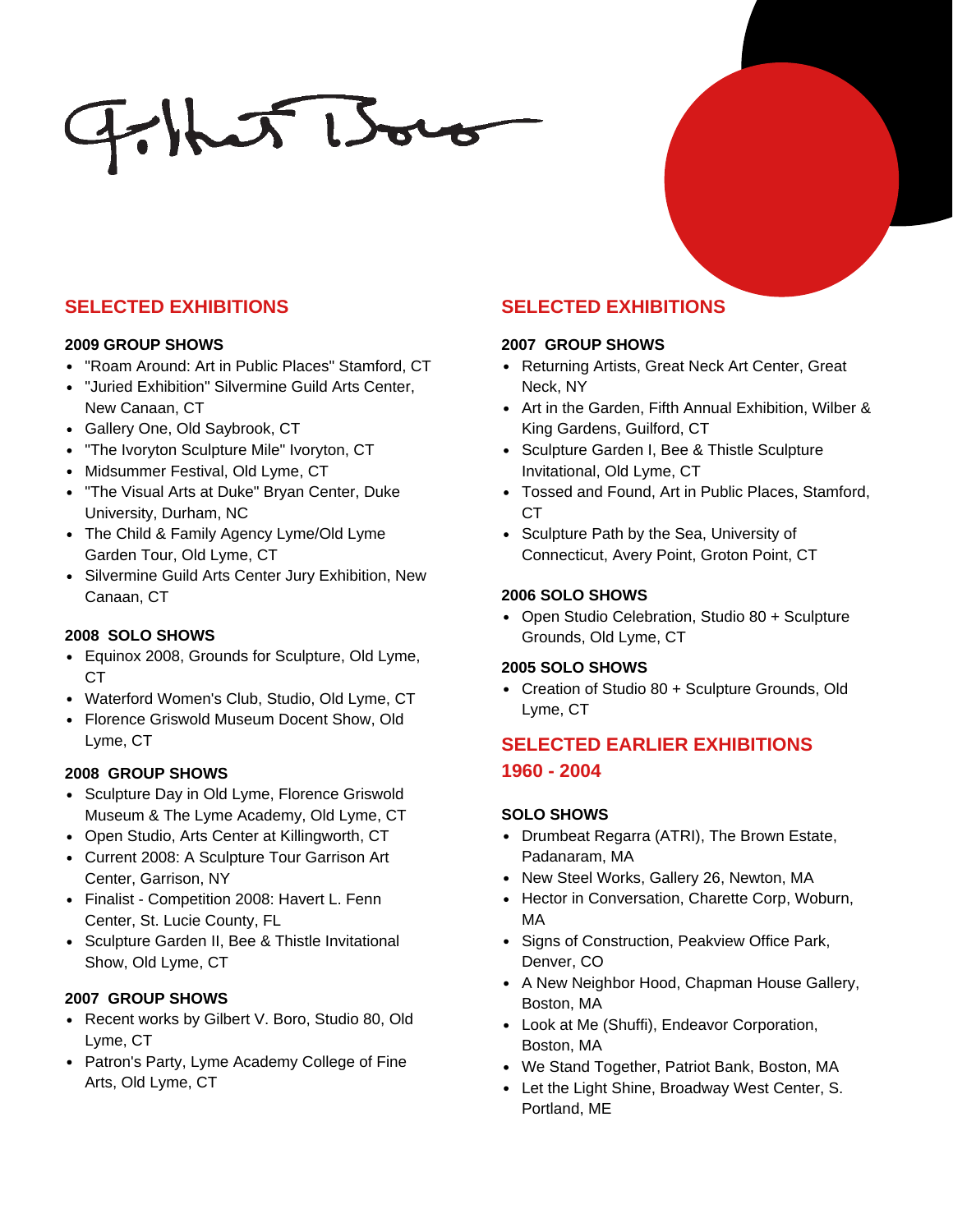## SELECTED EXHIBITIONS

**2009 GROUP SHOWS**

- "Roam Around: Art in Public Places" Stamford, CT
- "Juried Exhibition" Silvermine Guild Arts Center, New Canaan, CT
- Gallery One, Old Saybrook, CT
- "The Ivoryton Sculpture Mile" Ivoryton, CT
- Midsummer Festival, Old Lyme, CT
- "The Visual Arts at Duke" Bryan Center, Duke University, Durham, NC
- The Child & Family Agency Lyme/Old Lyme Garden Tour, Old Lyme, CT
- Silvermine Guild Arts Center Jury Exhibition, New Canaan, CT

**2008 SOLO SHOWS**

- Equinox 2008, Grounds for Sculpture, Old Lyme, CT
- Waterford Women's Club, Studio, Old Lyme, CT
- Florence Griswold Museum Docent Show, Old Lyme, CT

**2008 GROUP SHOWS**

- Sculpture Day in Old Lyme, Florence Griswold Museum & The Lyme Academy, Old Lyme, CT
- Open Studio, Arts Center at Killingworth, CT
- Current 2008: A Sculpture Tour Garrison Art Center, Garrison, NY
- Finalist - Competition 2008: Havert L. Fenn Center, St. Lucie County, FL
- Sculpture Garden II, Bee & Thistle Invitational Show, Old Lyme, CT

**2007 GROUP SHOWS**

- Recent works by Gilbert V. Boro, Studio 80, Old Lyme, CT
- Patron's Party, Lyme Academy College of Fine Arts, Old Lyme, CT

## SELECTED EXHIBITIONS

**2007 GROUP SHOWS**

- Returning Artists, Great Neck Art Center, Great Neck, NY
- Art in the Garden, Fifth Annual Exhibition, Wilber & King Gardens, Guilford, CT
- Sculpture Garden I, Bee & Thistle Sculpture Invitational, Old Lyme, CT
- Tossed and Found, Art in Public Places, Stamford, CT
- Sculpture Path by the Sea, University of Connecticut, Avery Point, Groton Point, CT

**2006 SOLO SHOWS**

- Open Studio Celebration, Studio 80 + Sculpture Grounds, Old Lyme, CT

**2005 SOLO SHOWS**

- Creation of Studio 80 + Sculpture Grounds, Old Lyme, CT

## SELECTED EARLIER EXHIBITIONS 1960 - 2004

**SOLO SHOWS**

- Drumbeat Regarra (ATRI), The Brown Estate, Padanaram, MA
- New Steel Works, Gallery 26, Newton, MA
- Hector in Conversation, Charette Corp, Woburn, MA
- Signs of Construction, Peakview Office Park, Denver, CO
- A New Neighbor Hood, Chapman House Gallery, Boston, MA
- Look at Me (Shuffi), Endeavor Corporation, Boston, MA
- We Stand Together, Patriot Bank, Boston, MA
- Let the Light Shine, Broadway West Center, S. Portland, ME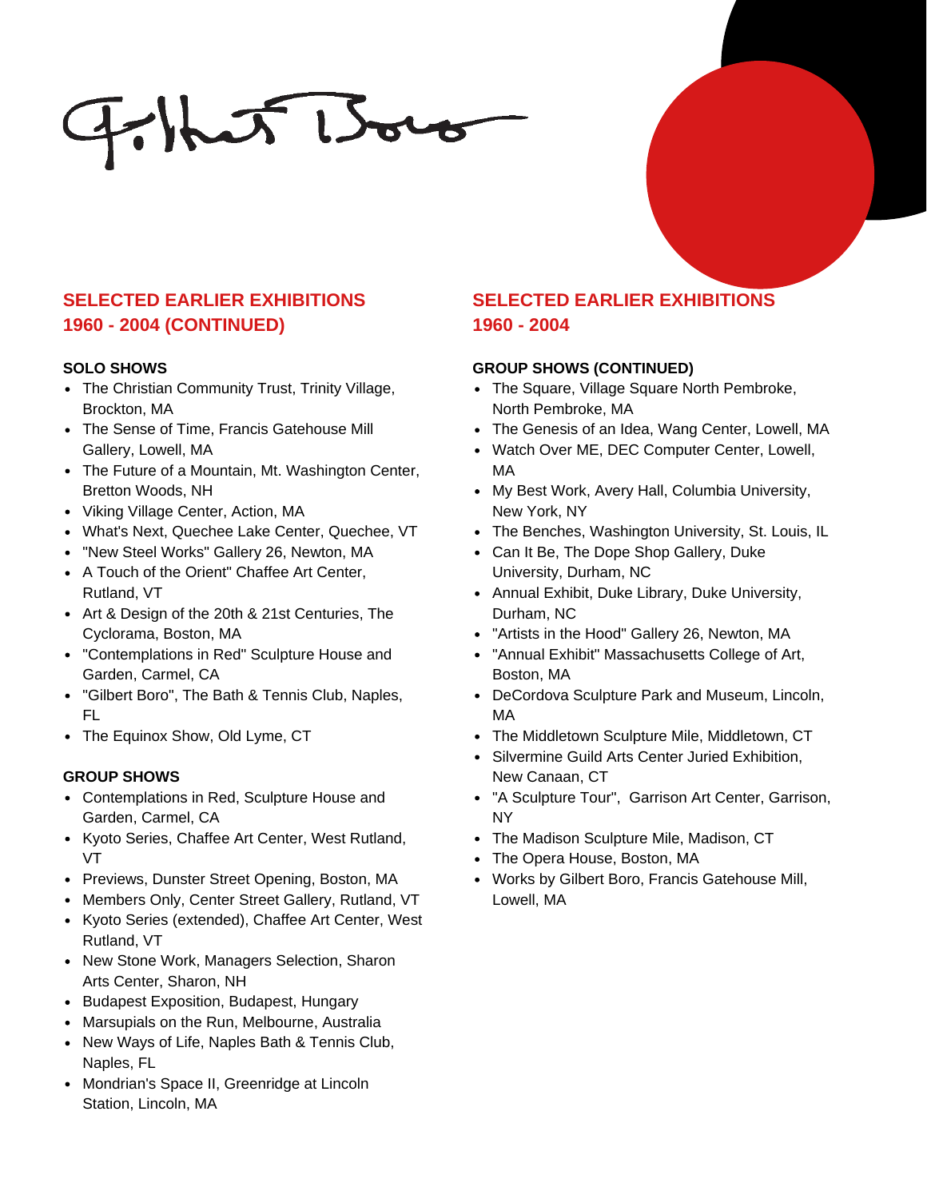## SELECTED EARLIER EXHIBITIONS 1960 - 2004 (CONTINUED)

**SOLO SHOWS**

- The Christian Community Trust, Trinity Village, Brockton, MA
- The Sense of Time, Francis Gatehouse Mill Gallery, Lowell, MA
- The Future of a Mountain, Mt. Washington Center, Bretton Woods, NH
- Viking Village Center, Action, MA
- What's Next, Quechee Lake Center, Quechee, VT
- "New Steel Works" Gallery 26, Newton, MA
- A Touch of the Orient" Chaffee Art Center, Rutland, VT
- Art & Design of the 20th & 21st Centuries, The Cyclorama, Boston, MA
- "Contemplations in Red" Sculpture House and Garden, Carmel, CA
- "Gilbert Boro", The Bath & Tennis Club, Naples, FL
- The Equinox Show, Old Lyme, CT

**GROUP SHOWS**

- Contemplations in Red, Sculpture House and Garden, Carmel, CA
- Kyoto Series, Chaffee Art Center, West Rutland, VT
- Previews, Dunster Street Opening, Boston, MA
- Members Only, Center Street Gallery, Rutland, VT
- Kyoto Series (extended), Chaffee Art Center, West Rutland, VT
- New Stone Work, Managers Selection, Sharon Arts Center, Sharon, NH
- Budapest Exposition, Budapest, Hungary
- Marsupials on the Run, Melbourne, Australia
- New Ways of Life, Naples Bath & Tennis Club, Naples, FL
- Mondrian's Space II, Greenridge at Lincoln Station, Lincoln, MA

## SELECTED EARLIER EXHIBITIONS 1960 - 2004

**GROUP SHOWS (CONTINUED)**

- The Square, Village Square North Pembroke, North Pembroke, MA
- The Genesis of an Idea, Wang Center, Lowell, MA
- Watch Over ME, DEC Computer Center, Lowell, MA
- My Best Work, Avery Hall, Columbia University, New York, NY
- The Benches, Washington University, St. Louis, IL
- Can It Be, The Dope Shop Gallery, Duke University, Durham, NC
- Annual Exhibit, Duke Library, Duke University, Durham, NC
- "Artists in the Hood" Gallery 26, Newton, MA
- "Annual Exhibit" Massachusetts College of Art, Boston, MA
- DeCordova Sculpture Park and Museum, Lincoln, MA
- The Middletown Sculpture Mile, Middletown, CT
- Silvermine Guild Arts Center Juried Exhibition, New Canaan, CT
- "A Sculpture Tour", Garrison Art Center, Garrison, NY
- The Madison Sculpture Mile, Madison, CT
- The Opera House, Boston, MA
- Works by Gilbert Boro, Francis Gatehouse Mill, Lowell, MA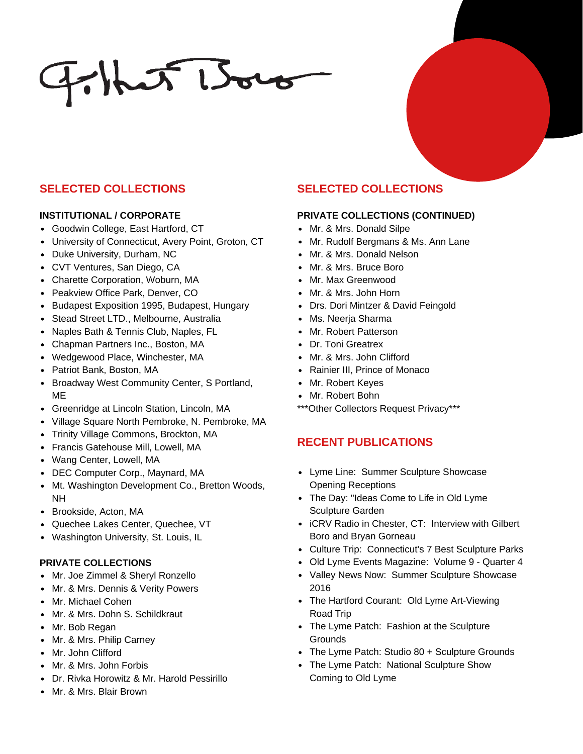## SELECTED COLLECTIONS

### INSTITUTIONAL / CORPORATE

- Goodwin College, East Hartford, CT
- University of Connecticut, Avery Point, Groton, CT
- Duke University, Durham, NC
- CVT Ventures, San Diego, CA
- Charette Corporation, Woburn, MA
- Peakview Office Park, Denver, CO
- Budapest Exposition 1995, Budapest, Hungary
- Stead Street LTD., Melbourne, Australia
- Naples Bath & Tennis Club, Naples, FL
- Chapman Partners Inc., Boston, MA
- Wedgewood Place, Winchester, MA
- Patriot Bank, Boston, MA
- Broadway West Community Center, S Portland, ME
- Greenridge at Lincoln Station, Lincoln, MA
- Village Square North Pembroke, N. Pembroke, MA
- Trinity Village Commons, Brockton, MA
- Francis Gatehouse Mill, Lowell, MA
- Wang Center, Lowell, MA
- DEC Computer Corp., Maynard, MA
- Mt. Washington Development Co., Bretton Woods, NH
- Brookside, Acton, MA
- Quechee Lakes Center, Quechee, VT
- Washington University, St. Louis, IL

### PRIVATE COLLECTIONS

- Mr. Joe Zimmel & Sheryl Ronzello
- Mr. & Mrs. Dennis & Verity Powers
- Mr. Michael Cohen
- Mr. & Mrs. Dohn S. Schildkraut
- Mr. Bob Regan
- Mr. & Mrs. Philip Carney
- Mr. John Clifford
- Mr. & Mrs. John Forbis
- Dr. Rivka Horowitz & Mr. Harold Pessirillo
- Mr. & Mrs. Blair Brown

## SELECTED COLLECTIONS

### PRIVATE COLLECTIONS (CONTINUED)

- Mr. & Mrs. Donald Silpe
- Mr. Rudolf Bergmans & Ms. Ann Lane
- Mr. & Mrs. Donald Nelson
- Mr. & Mrs. Bruce Boro
- Mr. Max Greenwood
- Mr. & Mrs. John Horn
- Drs. Dori Mintzer & David Feingold
- Ms. Neerja Sharma
- Mr. Robert Patterson
- Dr. Toni Greatrex
- Mr. & Mrs. John Clifford
- Rainier III, Prince of Monaco
- Mr. Robert Keyes
- Mr. Robert Bohn

***Other Collectors Request Privacy***

## RECENT PUBLICATIONS

- Lyme Line: Summer Sculpture Showcase Opening Receptions
- The Day: "Ideas Come to Life in Old Lyme Sculpture Garden
- iCRV Radio in Chester, CT: Interview with Gilbert Boro and Bryan Gorneau
- Culture Trip: Connecticut's 7 Best Sculpture Parks
- Old Lyme Events Magazine: Volume 9 - Quarter 4
- Valley News Now: Summer Sculpture Showcase 2016
- The Hartford Courant: Old Lyme Art-Viewing Road Trip
- The Lyme Patch: Fashion at the Sculpture Grounds
- The Lyme Patch: Studio 80 + Sculpture Grounds
- The Lyme Patch: National Sculpture Show Coming to Old Lyme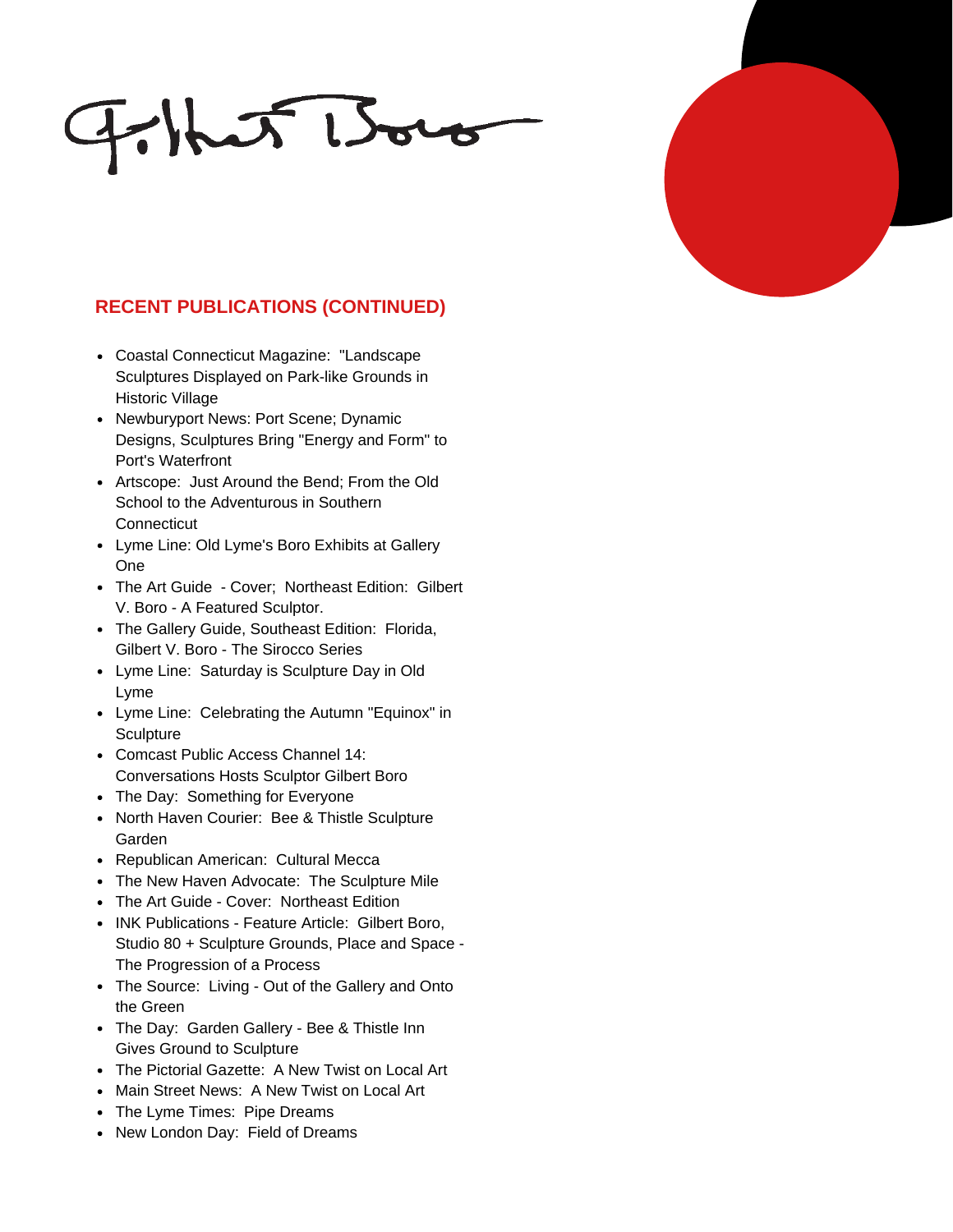## RECENT PUBLICATIONS (CONTINUED)

- Coastal Connecticut Magazine:  "Landscape Sculptures Displayed on Park-like Grounds in Historic Village
- Newburyport News: Port Scene; Dynamic Designs, Sculptures Bring "Energy and Form" to Port's Waterfront
- Artscope:  Just Around the Bend; From the Old School to the Adventurous in Southern Connecticut
- Lyme Line: Old Lyme's Boro Exhibits at Gallery One
- The Art Guide  - Cover;  Northeast Edition:  Gilbert V. Boro - A Featured Sculptor.
- The Gallery Guide, Southeast Edition:  Florida, Gilbert V. Boro - The Sirocco Series
- Lyme Line:  Saturday is Sculpture Day in Old Lyme
- Lyme Line:  Celebrating the Autumn "Equinox" in Sculpture
- Comcast Public Access Channel 14: Conversations Hosts Sculptor Gilbert Boro
- The Day:  Something for Everyone
- North Haven Courier:  Bee & Thistle Sculpture Garden
- Republican American:  Cultural Mecca
- The New Haven Advocate:  The Sculpture Mile
- The Art Guide - Cover:  Northeast Edition
- INK Publications - Feature Article:  Gilbert Boro, Studio 80 + Sculpture Grounds, Place and Space - The Progression of a Process
- The Source:  Living - Out of the Gallery and Onto the Green
- The Day:  Garden Gallery - Bee & Thistle Inn Gives Ground to Sculpture
- The Pictorial Gazette:  A New Twist on Local Art
- Main Street News:  A New Twist on Local Art
- The Lyme Times:  Pipe Dreams
- New London Day:  Field of Dreams